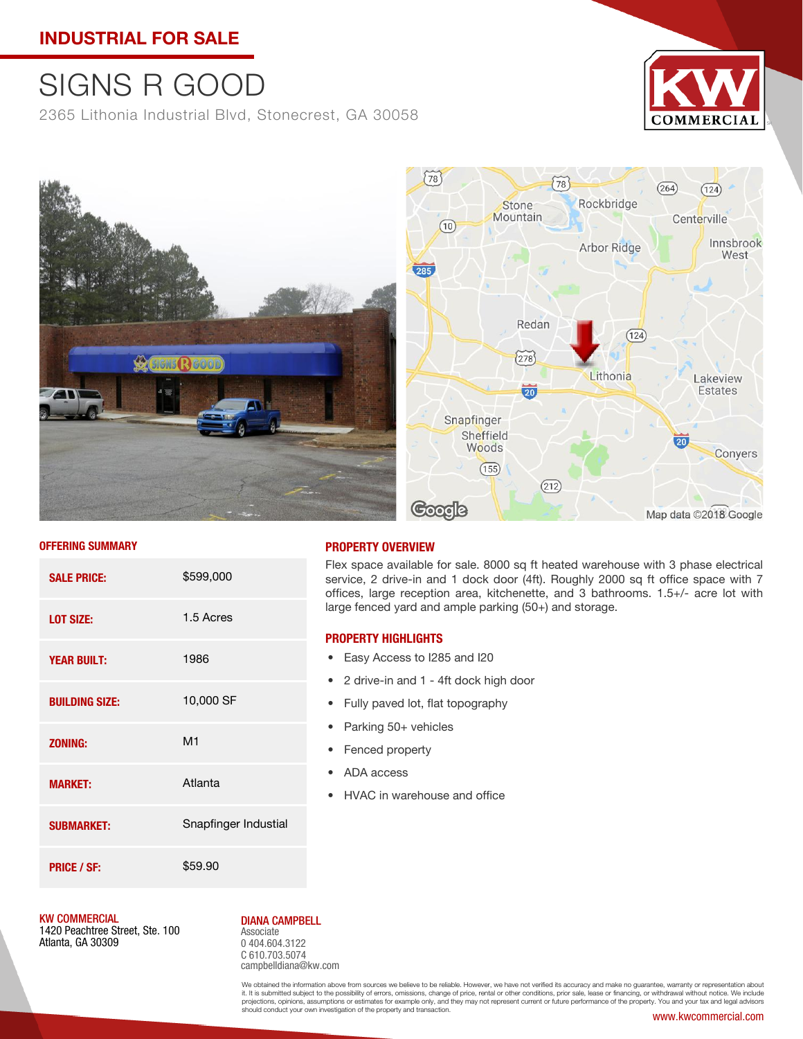## INDUSTRIAL FOR SALE

# SIGNS R GOOD

2365 Lithonia Industrial Blvd, Stonecrest, GA 30058

### OFFERING SUMMARY

| | |
|---|---|
| **SALE PRICE:** | $599,000 |
| **LOT SIZE:** | 1.5 Acres |
| **YEAR BUILT:** | 1986 |
| **BUILDING SIZE:** | 10,000 SF |
| **ZONING:** | M1 |
| **MARKET:** | Atlanta |
| **SUBMARKET:** | Snapfinger Industial |
| **PRICE / SF:** | $59.90 |

### PROPERTY OVERVIEW

Flex space available for sale. 8000 sq ft heated warehouse with 3 phase electrical service, 2 drive-in and 1 dock door (4ft). Roughly 2000 sq ft office space with 7 offices, large reception area, kitchenette, and 3 bathrooms. 1.5+/- acre lot with large fenced yard and ample parking (50+) and storage.

### PROPERTY HIGHLIGHTS

- Easy Access to I285 and I20
- 2 drive-in and 1 - 4ft dock high door
- Fully paved lot, flat topography
- Parking 50+ vehicles
- Fenced property
- ADA access
- HVAC in warehouse and office

**KW COMMERCIAL**
1420 Peachtree Street, Ste. 100
Atlanta, GA 30309

**DIANA CAMPBELL**
Associate
0 404.604.3122
C 610.703.5074
campbelldiana@kw.com

We obtained the information above from sources we believe to be reliable. However, we have not verified its accuracy and make no guarantee, warranty or representation about it. It is submitted subject to the possibility of errors, omissions, change of price, rental or other conditions, prior sale, lease or financing, or withdrawal without notice. We include projections, opinions, assumptions or estimates for example only, and they may not represent current or future performance of the property. You and your tax and legal advisors should conduct your own investigation of the property and transaction.

www.kwcommercial.com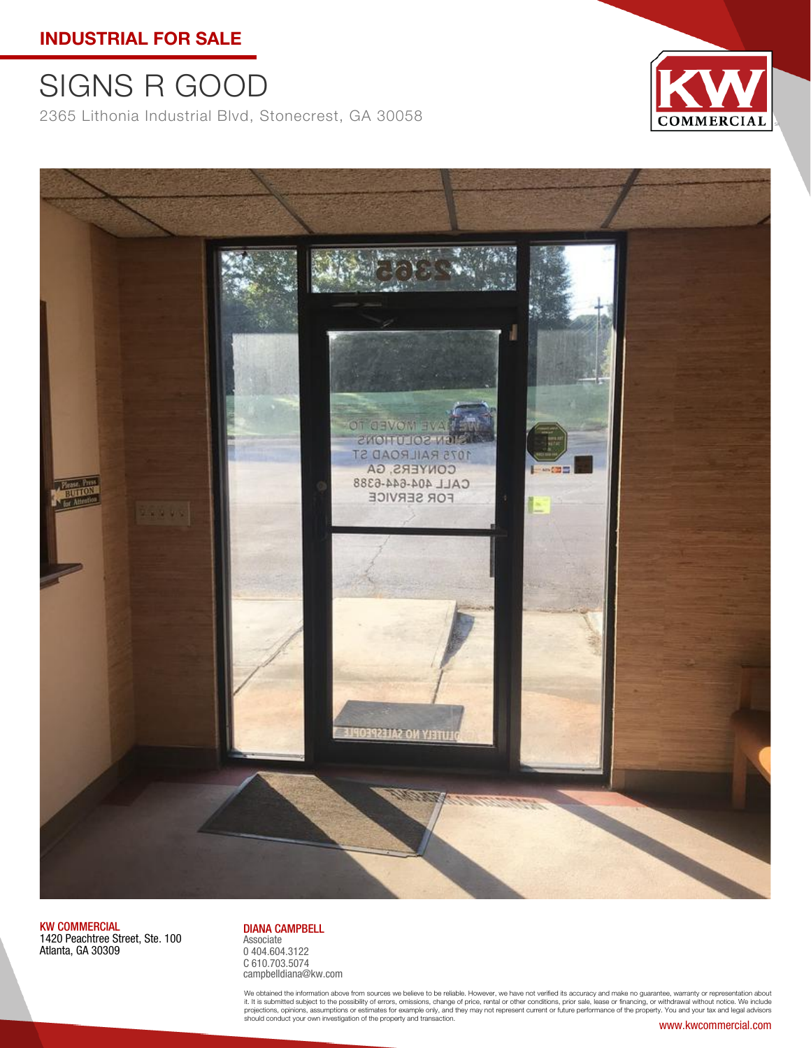INDUSTRIAL FOR SALE

# SIGNS R GOOD

2365 Lithonia Industrial Blvd, Stonecrest, GA 30058

**KW COMMERCIAL**
1420 Peachtree Street, Ste. 100
Atlanta, GA 30309

**DIANA CAMPBELL**
Associate
0 404.604.3122
C 610.703.5074
campbelldiana@kw.com

We obtained the information above from sources we believe to be reliable. However, we have not verified its accuracy and make no guarantee, warranty or representation about it. It is submitted subject to the possibility of errors, omissions, change of price, rental or other conditions, prior sale, lease or financing, or withdrawal without notice. We include projections, opinions, assumptions or estimates for example only, and they may not represent current or future performance of the property. You and your tax and legal advisors should conduct your own investigation of the property and transaction.

www.kwcommercial.com